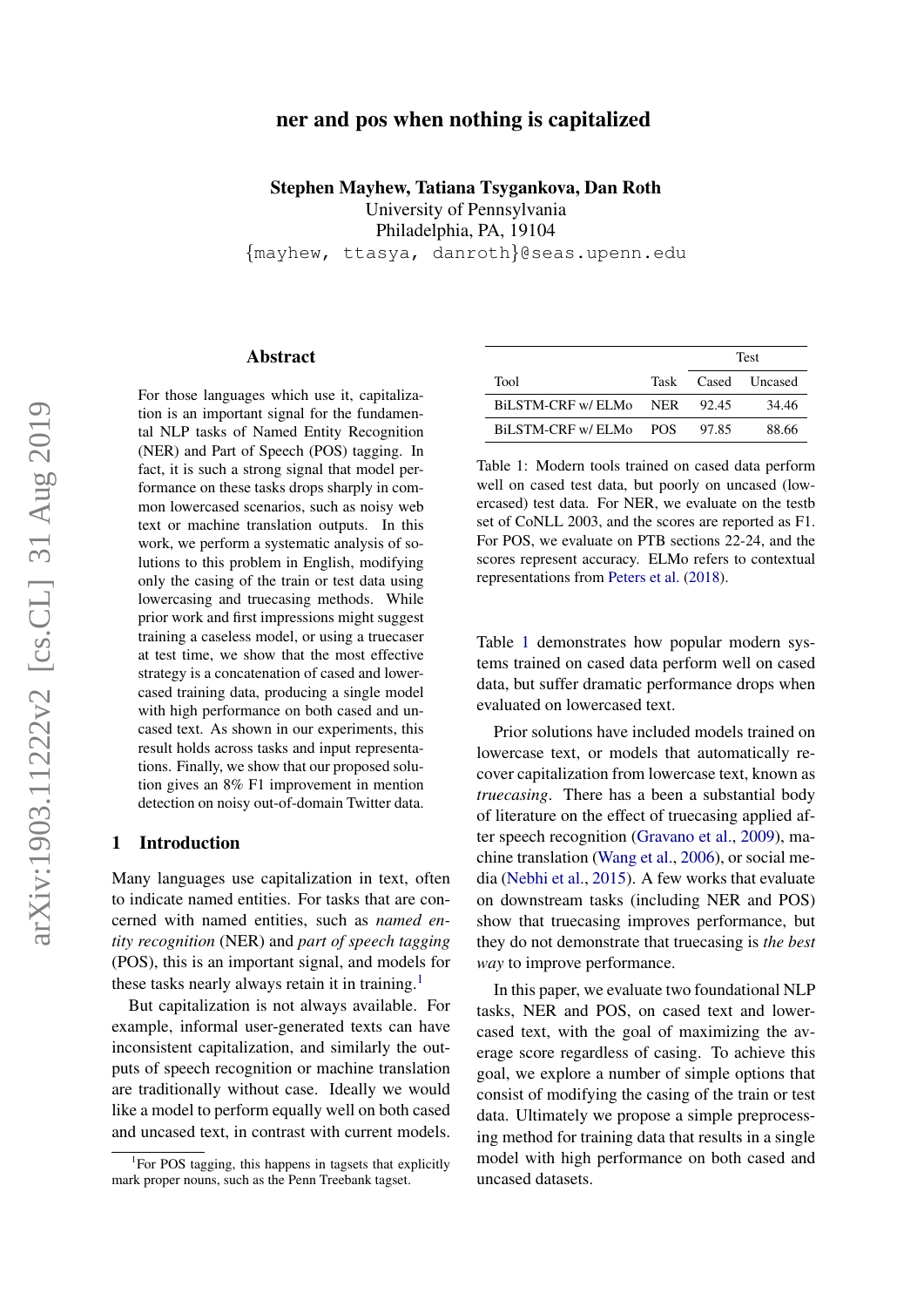# ner and pos when nothing is capitalized

**Stephen Mayhew, Tatiana Tsygankova, Dan Roth**
University of Pennsylvania
Philadelphia, PA, 19104
{mayhew, ttasya, danroth}@seas.upenn.edu

## Abstract

For those languages which use it, capitalization is an important signal for the fundamental NLP tasks of Named Entity Recognition (NER) and Part of Speech (POS) tagging. In fact, it is such a strong signal that model performance on these tasks drops sharply in common lowercased scenarios, such as noisy web text or machine translation outputs. In this work, we perform a systematic analysis of solutions to this problem in English, modifying only the casing of the train or test data using lowercasing and truecasing methods. While prior work and first impressions might suggest training a caseless model, or using a truecaser at test time, we show that the most effective strategy is a concatenation of cased and lowercased training data, producing a single model with high performance on both cased and uncased text. As shown in our experiments, this result holds across tasks and input representations. Finally, we show that our proposed solution gives an 8% F1 improvement in mention detection on noisy out-of-domain Twitter data.

## 1 Introduction

Many languages use capitalization in text, often to indicate named entities. For tasks that are concerned with named entities, such as *named entity recognition* (NER) and *part of speech tagging* (POS), this is an important signal, and models for these tasks nearly always retain it in training.[1]

But capitalization is not always available. For example, informal user-generated texts can have inconsistent capitalization, and similarly the outputs of speech recognition or machine translation are traditionally without case. Ideally we would like a model to perform equally well on both cased and uncased text, in contrast with current models.

[1]For POS tagging, this happens in tagsets that explicitly mark proper nouns, such as the Penn Treebank tagset.

| | | Test | |
|---|---|---|---|
| Tool | Task | Cased | Uncased |
| BiLSTM-CRF w/ ELMo | NER | 92.45 | 34.46 |
| BiLSTM-CRF w/ ELMo | POS | 97.85 | 88.66 |

Table 1: Modern tools trained on cased data perform well on cased test data, but poorly on uncased (lowercased) test data. For NER, we evaluate on the testb set of CoNLL 2003, and the scores are reported as F1. For POS, we evaluate on PTB sections 22-24, and the scores represent accuracy. ELMo refers to contextual representations from Peters et al. (2018).

Table 1 demonstrates how popular modern systems trained on cased data perform well on cased data, but suffer dramatic performance drops when evaluated on lowercased text.

Prior solutions have included models trained on lowercase text, or models that automatically recover capitalization from lowercase text, known as *truecasing*. There has a been a substantial body of literature on the effect of truecasing applied after speech recognition (Gravano et al., 2009), machine translation (Wang et al., 2006), or social media (Nebhi et al., 2015). A few works that evaluate on downstream tasks (including NER and POS) show that truecasing improves performance, but they do not demonstrate that truecasing is *the best way* to improve performance.

In this paper, we evaluate two foundational NLP tasks, NER and POS, on cased text and lowercased text, with the goal of maximizing the average score regardless of casing. To achieve this goal, we explore a number of simple options that consist of modifying the casing of the train or test data. Ultimately we propose a simple preprocessing method for training data that results in a single model with high performance on both cased and uncased datasets.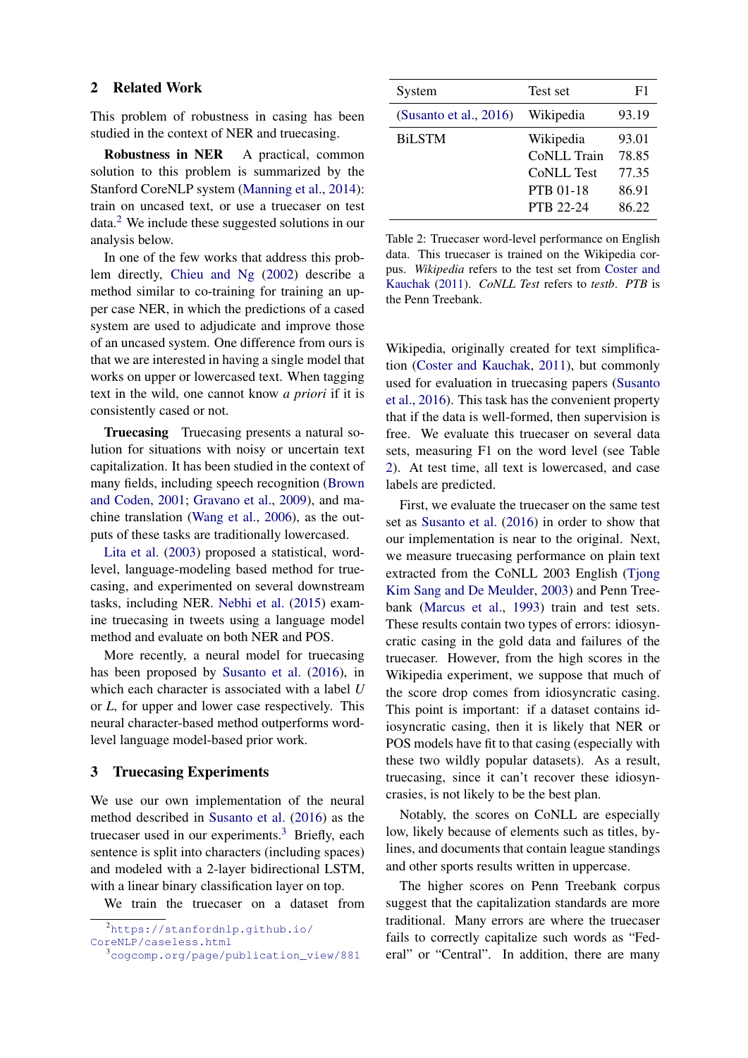## 2 Related Work

This problem of robustness in casing has been studied in the context of NER and truecasing.

**Robustness in NER** A practical, common solution to this problem is summarized by the Stanford CoreNLP system (Manning et al., 2014): train on uncased text, or use a truecaser on test data.[2] We include these suggested solutions in our analysis below.

In one of the few works that address this problem directly, Chieu and Ng (2002) describe a method similar to co-training for training an upper case NER, in which the predictions of a cased system are used to adjudicate and improve those of an uncased system. One difference from ours is that we are interested in having a single model that works on upper or lowercased text. When tagging text in the wild, one cannot know *a priori* if it is consistently cased or not.

**Truecasing** Truecasing presents a natural solution for situations with noisy or uncertain text capitalization. It has been studied in the context of many fields, including speech recognition (Brown and Coden, 2001; Gravano et al., 2009), and machine translation (Wang et al., 2006), as the outputs of these tasks are traditionally lowercased.

Lita et al. (2003) proposed a statistical, word-level, language-modeling based method for truecasing, and experimented on several downstream tasks, including NER. Nebhi et al. (2015) examine truecasing in tweets using a language model method and evaluate on both NER and POS.

More recently, a neural model for truecasing has been proposed by Susanto et al. (2016), in which each character is associated with a label *U* or *L*, for upper and lower case respectively. This neural character-based method outperforms word-level language model-based prior work.

## 3 Truecasing Experiments

We use our own implementation of the neural method described in Susanto et al. (2016) as the truecaser used in our experiments.[3] Briefly, each sentence is split into characters (including spaces) and modeled with a 2-layer bidirectional LSTM, with a linear binary classification layer on top.

We train the truecaser on a dataset from Wikipedia, originally created for text simplification (Coster and Kauchak, 2011), but commonly used for evaluation in truecasing papers (Susanto et al., 2016). This task has the convenient property that if the data is well-formed, then supervision is free. We evaluate this truecaser on several data sets, measuring F1 on the word level (see Table 2). At test time, all text is lowercased, and case labels are predicted.

| System | Test set | F1 |
|---|---|---|
| (Susanto et al., 2016) | Wikipedia | 93.19 |
| BiLSTM | Wikipedia | 93.01 |
| | CoNLL Train | 78.85 |
| | CoNLL Test | 77.35 |
| | PTB 01-18 | 86.91 |
| | PTB 22-24 | 86.22 |

Table 2: Truecaser word-level performance on English data. This truecaser is trained on the Wikipedia corpus. *Wikipedia* refers to the test set from Coster and Kauchak (2011). *CoNLL Test* refers to *testb*. *PTB* is the Penn Treebank.

First, we evaluate the truecaser on the same test set as Susanto et al. (2016) in order to show that our implementation is near to the original. Next, we measure truecasing performance on plain text extracted from the CoNLL 2003 English (Tjong Kim Sang and De Meulder, 2003) and Penn Treebank (Marcus et al., 1993) train and test sets. These results contain two types of errors: idiosyncratic casing in the gold data and failures of the truecaser. However, from the high scores in the Wikipedia experiment, we suppose that much of the score drop comes from idiosyncratic casing. This point is important: if a dataset contains idiosyncratic casing, then it is likely that NER or POS models have fit to that casing (especially with these two wildly popular datasets). As a result, truecasing, since it can't recover these idiosyncrasies, is not likely to be the best plan.

Notably, the scores on CoNLL are especially low, likely because of elements such as titles, bylines, and documents that contain league standings and other sports results written in uppercase.

The higher scores on Penn Treebank corpus suggest that the capitalization standards are more traditional. Many errors are where the truecaser fails to correctly capitalize such words as "Federal" or "Central". In addition, there are many

[2] https://stanfordnlp.github.io/CoreNLP/caseless.html

[3] cogcomp.org/page/publication_view/881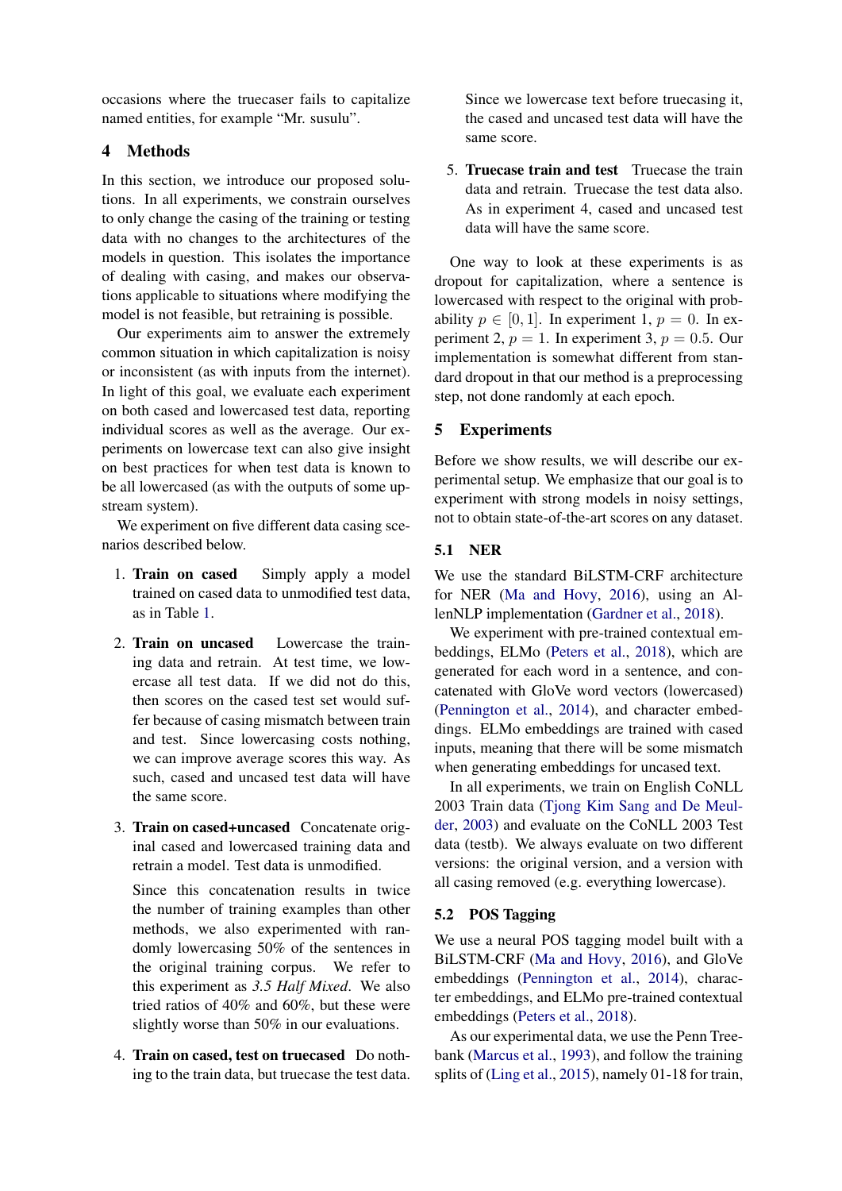occasions where the truecaser fails to capitalize named entities, for example "Mr. susulu".

## 4 Methods

In this section, we introduce our proposed solutions. In all experiments, we constrain ourselves to only change the casing of the training or testing data with no changes to the architectures of the models in question. This isolates the importance of dealing with casing, and makes our observations applicable to situations where modifying the model is not feasible, but retraining is possible.

Our experiments aim to answer the extremely common situation in which capitalization is noisy or inconsistent (as with inputs from the internet). In light of this goal, we evaluate each experiment on both cased and lowercased test data, reporting individual scores as well as the average. Our experiments on lowercase text can also give insight on best practices for when test data is known to be all lowercased (as with the outputs of some upstream system).

We experiment on five different data casing scenarios described below.

1. **Train on cased** Simply apply a model trained on cased data to unmodified test data, as in Table 1.

2. **Train on uncased** Lowercase the training data and retrain. At test time, we lowercase all test data. If we did not do this, then scores on the cased test set would suffer because of casing mismatch between train and test. Since lowercasing costs nothing, we can improve average scores this way. As such, cased and uncased test data will have the same score.

3. **Train on cased+uncased** Concatenate original cased and lowercased training data and retrain a model. Test data is unmodified.

   Since this concatenation results in twice the number of training examples than other methods, we also experimented with randomly lowercasing 50% of the sentences in the original training corpus. We refer to this experiment as *3.5 Half Mixed*. We also tried ratios of 40% and 60%, but these were slightly worse than 50% in our evaluations.

4. **Train on cased, test on truecased** Do nothing to the train data, but truecase the test data. Since we lowercase text before truecasing it, the cased and uncased test data will have the same score.

5. **Truecase train and test** Truecase the train data and retrain. Truecase the test data also. As in experiment 4, cased and uncased test data will have the same score.

One way to look at these experiments is as dropout for capitalization, where a sentence is lowercased with respect to the original with probability $p \in [0, 1]$. In experiment 1, $p = 0$. In experiment 2, $p = 1$. In experiment 3, $p = 0.5$. Our implementation is somewhat different from standard dropout in that our method is a preprocessing step, not done randomly at each epoch.

## 5 Experiments

Before we show results, we will describe our experimental setup. We emphasize that our goal is to experiment with strong models in noisy settings, not to obtain state-of-the-art scores on any dataset.

### 5.1 NER

We use the standard BiLSTM-CRF architecture for NER (Ma and Hovy, 2016), using an AllenNLP implementation (Gardner et al., 2018).

We experiment with pre-trained contextual embeddings, ELMo (Peters et al., 2018), which are generated for each word in a sentence, and concatenated with GloVe word vectors (lowercased) (Pennington et al., 2014), and character embeddings. ELMo embeddings are trained with cased inputs, meaning that there will be some mismatch when generating embeddings for uncased text.

In all experiments, we train on English CoNLL 2003 Train data (Tjong Kim Sang and De Meulder, 2003) and evaluate on the CoNLL 2003 Test data (testb). We always evaluate on two different versions: the original version, and a version with all casing removed (e.g. everything lowercase).

### 5.2 POS Tagging

We use a neural POS tagging model built with a BiLSTM-CRF (Ma and Hovy, 2016), and GloVe embeddings (Pennington et al., 2014), character embeddings, and ELMo pre-trained contextual embeddings (Peters et al., 2018).

As our experimental data, we use the Penn Treebank (Marcus et al., 1993), and follow the training splits of (Ling et al., 2015), namely 01-18 for train,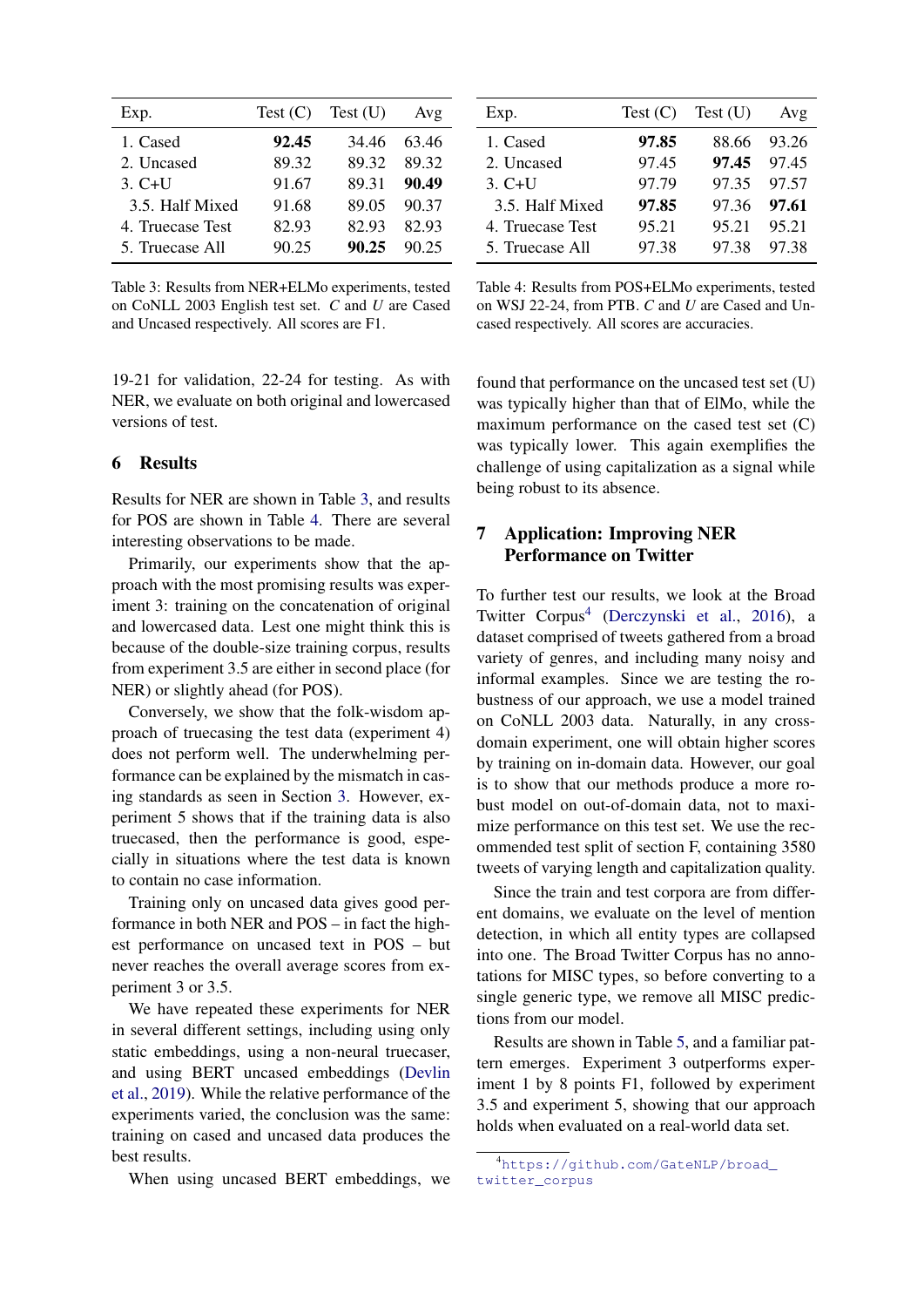| Exp. | Test (C) | Test (U) | Avg |
|---|---|---|---|
| 1. Cased | **92.45** | 34.46 | 63.46 |
| 2. Uncased | 89.32 | 89.32 | 89.32 |
| 3. C+U | 91.67 | 89.31 | **90.49** |
| 3.5. Half Mixed | 91.68 | 89.05 | 90.37 |
| 4. Truecase Test | 82.93 | 82.93 | 82.93 |
| 5. Truecase All | 90.25 | **90.25** | 90.25 |

Table 3: Results from NER+ELMo experiments, tested on CoNLL 2003 English test set. *C* and *U* are Cased and Uncased respectively. All scores are F1.

| Exp. | Test (C) | Test (U) | Avg |
|---|---|---|---|
| 1. Cased | **97.85** | 88.66 | 93.26 |
| 2. Uncased | 97.45 | **97.45** | 97.45 |
| 3. C+U | 97.79 | 97.35 | 97.57 |
| 3.5. Half Mixed | **97.85** | 97.36 | **97.61** |
| 4. Truecase Test | 95.21 | 95.21 | 95.21 |
| 5. Truecase All | 97.38 | 97.38 | 97.38 |

Table 4: Results from POS+ELMo experiments, tested on WSJ 22-24, from PTB. *C* and *U* are Cased and Uncased respectively. All scores are accuracies.

19-21 for validation, 22-24 for testing. As with NER, we evaluate on both original and lowercased versions of test.

## 6 Results

Results for NER are shown in Table 3, and results for POS are shown in Table 4. There are several interesting observations to be made.

Primarily, our experiments show that the approach with the most promising results was experiment 3: training on the concatenation of original and lowercased data. Lest one might think this is because of the double-size training corpus, results from experiment 3.5 are either in second place (for NER) or slightly ahead (for POS).

Conversely, we show that the folk-wisdom approach of truecasing the test data (experiment 4) does not perform well. The underwhelming performance can be explained by the mismatch in casing standards as seen in Section 3. However, experiment 5 shows that if the training data is also truecased, then the performance is good, especially in situations where the test data is known to contain no case information.

Training only on uncased data gives good performance in both NER and POS – in fact the highest performance on uncased text in POS – but never reaches the overall average scores from experiment 3 or 3.5.

We have repeated these experiments for NER in several different settings, including using only static embeddings, using a non-neural truecaser, and using BERT uncased embeddings (Devlin et al., 2019). While the relative performance of the experiments varied, the conclusion was the same: training on cased and uncased data produces the best results.

When using uncased BERT embeddings, we found that performance on the uncased test set (U) was typically higher than that of ElMo, while the maximum performance on the cased test set (C) was typically lower. This again exemplifies the challenge of using capitalization as a signal while being robust to its absence.

## 7 Application: Improving NER Performance on Twitter

To further test our results, we look at the Broad Twitter Corpus[4] (Derczynski et al., 2016), a dataset comprised of tweets gathered from a broad variety of genres, and including many noisy and informal examples. Since we are testing the robustness of our approach, we use a model trained on CoNLL 2003 data. Naturally, in any cross-domain experiment, one will obtain higher scores by training on in-domain data. However, our goal is to show that our methods produce a more robust model on out-of-domain data, not to maximize performance on this test set. We use the recommended test split of section F, containing 3580 tweets of varying length and capitalization quality.

Since the train and test corpora are from different domains, we evaluate on the level of mention detection, in which all entity types are collapsed into one. The Broad Twitter Corpus has no annotations for MISC types, so before converting to a single generic type, we remove all MISC predictions from our model.

Results are shown in Table 5, and a familiar pattern emerges. Experiment 3 outperforms experiment 1 by 8 points F1, followed by experiment 3.5 and experiment 5, showing that our approach holds when evaluated on a real-world data set.

[4] https://github.com/GateNLP/broad_twitter_corpus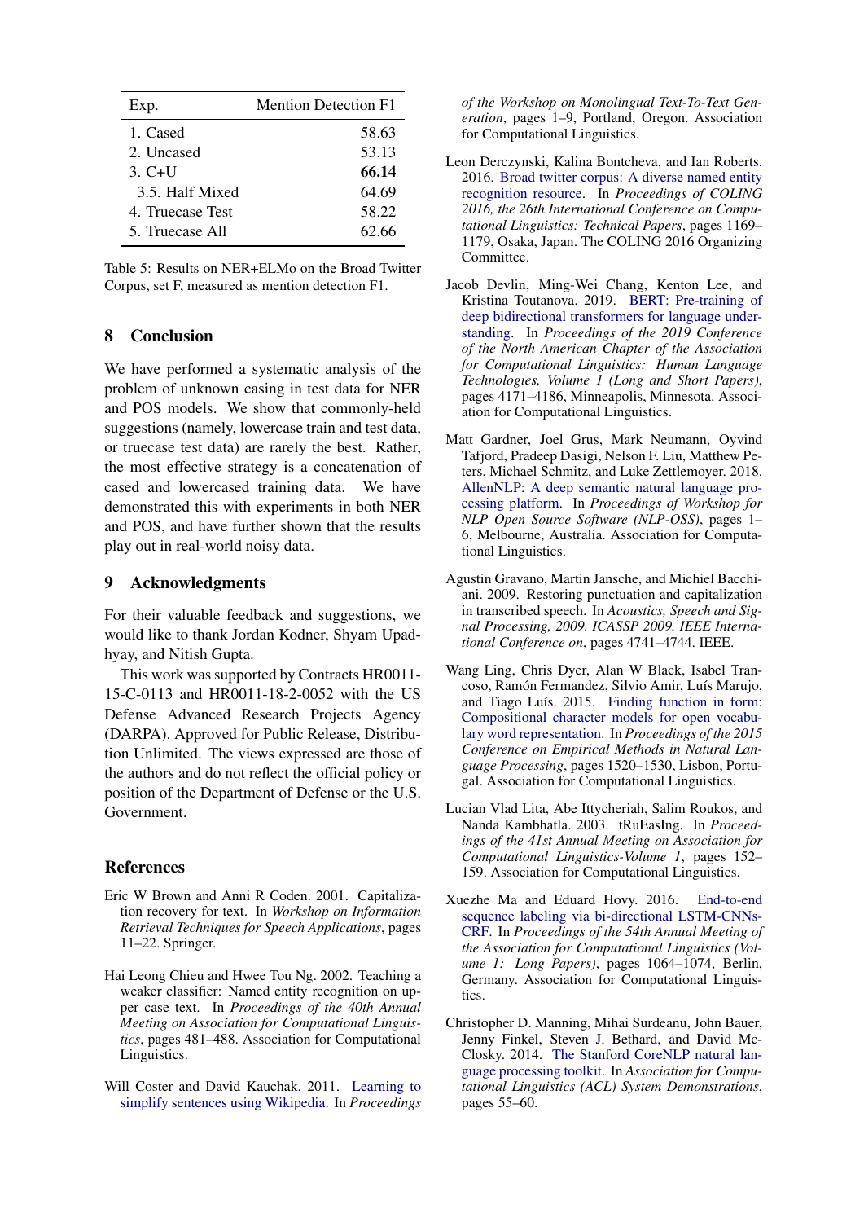| Exp. | Mention Detection F1 |
|---|---|
| 1. Cased | 58.63 |
| 2. Uncased | 53.13 |
| 3. C+U | **66.14** |
| 3.5. Half Mixed | 64.69 |
| 4. Truecase Test | 58.22 |
| 5. Truecase All | 62.66 |

Table 5: Results on NER+ELMo on the Broad Twitter Corpus, set F, measured as mention detection F1.

## 8 Conclusion

We have performed a systematic analysis of the problem of unknown casing in test data for NER and POS models. We show that commonly-held suggestions (namely, lowercase train and test data, or truecase test data) are rarely the best. Rather, the most effective strategy is a concatenation of cased and lowercased training data. We have demonstrated this with experiments in both NER and POS, and have further shown that the results play out in real-world noisy data.

## 9 Acknowledgments

For their valuable feedback and suggestions, we would like to thank Jordan Kodner, Shyam Upadhyay, and Nitish Gupta.

This work was supported by Contracts HR0011-15-C-0113 and HR0011-18-2-0052 with the US Defense Advanced Research Projects Agency (DARPA). Approved for Public Release, Distribution Unlimited. The views expressed are those of the authors and do not reflect the official policy or position of the Department of Defense or the U.S. Government.

## References

Eric W Brown and Anni R Coden. 2001. Capitalization recovery for text. In *Workshop on Information Retrieval Techniques for Speech Applications*, pages 11–22. Springer.

Hai Leong Chieu and Hwee Tou Ng. 2002. Teaching a weaker classifier: Named entity recognition on upper case text. In *Proceedings of the 40th Annual Meeting on Association for Computational Linguistics*, pages 481–488. Association for Computational Linguistics.

Will Coster and David Kauchak. 2011. Learning to simplify sentences using Wikipedia. In *Proceedings of the Workshop on Monolingual Text-To-Text Generation*, pages 1–9, Portland, Oregon. Association for Computational Linguistics.

Leon Derczynski, Kalina Bontcheva, and Ian Roberts. 2016. Broad twitter corpus: A diverse named entity recognition resource. In *Proceedings of COLING 2016, the 26th International Conference on Computational Linguistics: Technical Papers*, pages 1169–1179, Osaka, Japan. The COLING 2016 Organizing Committee.

Jacob Devlin, Ming-Wei Chang, Kenton Lee, and Kristina Toutanova. 2019. BERT: Pre-training of deep bidirectional transformers for language understanding. In *Proceedings of the 2019 Conference of the North American Chapter of the Association for Computational Linguistics: Human Language Technologies, Volume 1 (Long and Short Papers)*, pages 4171–4186, Minneapolis, Minnesota. Association for Computational Linguistics.

Matt Gardner, Joel Grus, Mark Neumann, Oyvind Tafjord, Pradeep Dasigi, Nelson F. Liu, Matthew Peters, Michael Schmitz, and Luke Zettlemoyer. 2018. AllenNLP: A deep semantic natural language processing platform. In *Proceedings of Workshop for NLP Open Source Software (NLP-OSS)*, pages 1–6, Melbourne, Australia. Association for Computational Linguistics.

Agustin Gravano, Martin Jansche, and Michiel Bacchiani. 2009. Restoring punctuation and capitalization in transcribed speech. In *Acoustics, Speech and Signal Processing, 2009. ICASSP 2009. IEEE International Conference on*, pages 4741–4744. IEEE.

Wang Ling, Chris Dyer, Alan W Black, Isabel Trancoso, Ramón Fermandez, Silvio Amir, Luís Marujo, and Tiago Luís. 2015. Finding function in form: Compositional character models for open vocabulary word representation. In *Proceedings of the 2015 Conference on Empirical Methods in Natural Language Processing*, pages 1520–1530, Lisbon, Portugal. Association for Computational Linguistics.

Lucian Vlad Lita, Abe Ittycheriah, Salim Roukos, and Nanda Kambhatla. 2003. tRuEasIng. In *Proceedings of the 41st Annual Meeting on Association for Computational Linguistics-Volume 1*, pages 152–159. Association for Computational Linguistics.

Xuezhe Ma and Eduard Hovy. 2016. End-to-end sequence labeling via bi-directional LSTM-CNNs-CRF. In *Proceedings of the 54th Annual Meeting of the Association for Computational Linguistics (Volume 1: Long Papers)*, pages 1064–1074, Berlin, Germany. Association for Computational Linguistics.

Christopher D. Manning, Mihai Surdeanu, John Bauer, Jenny Finkel, Steven J. Bethard, and David McClosky. 2014. The Stanford CoreNLP natural language processing toolkit. In *Association for Computational Linguistics (ACL) System Demonstrations*, pages 55–60.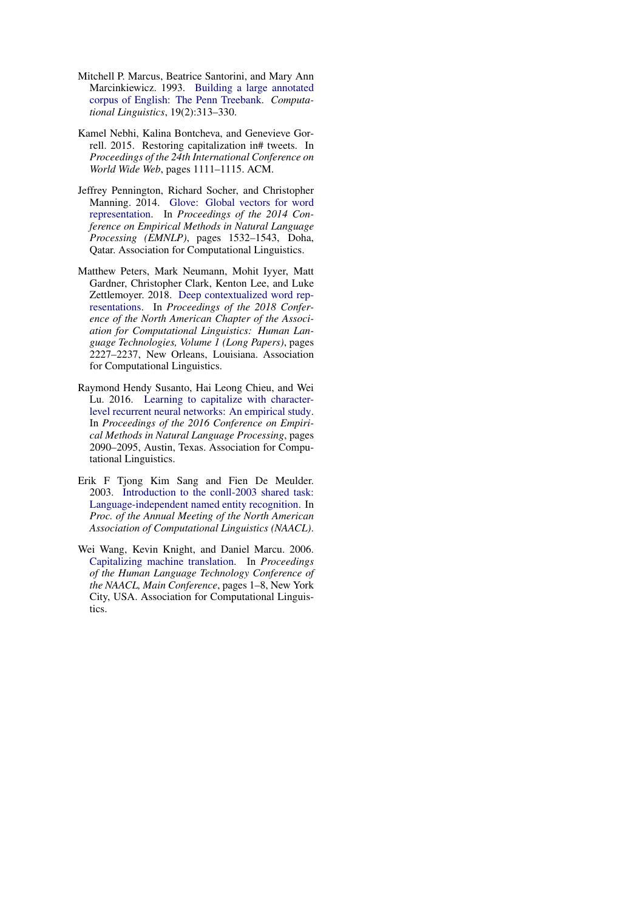Mitchell P. Marcus, Beatrice Santorini, and Mary Ann Marcinkiewicz. 1993. Building a large annotated corpus of English: The Penn Treebank. *Computational Linguistics*, 19(2):313–330.

Kamel Nebhi, Kalina Bontcheva, and Genevieve Gorrell. 2015. Restoring capitalization in# tweets. In *Proceedings of the 24th International Conference on World Wide Web*, pages 1111–1115. ACM.

Jeffrey Pennington, Richard Socher, and Christopher Manning. 2014. Glove: Global vectors for word representation. In *Proceedings of the 2014 Conference on Empirical Methods in Natural Language Processing (EMNLP)*, pages 1532–1543, Doha, Qatar. Association for Computational Linguistics.

Matthew Peters, Mark Neumann, Mohit Iyyer, Matt Gardner, Christopher Clark, Kenton Lee, and Luke Zettlemoyer. 2018. Deep contextualized word representations. In *Proceedings of the 2018 Conference of the North American Chapter of the Association for Computational Linguistics: Human Language Technologies, Volume 1 (Long Papers)*, pages 2227–2237, New Orleans, Louisiana. Association for Computational Linguistics.

Raymond Hendy Susanto, Hai Leong Chieu, and Wei Lu. 2016. Learning to capitalize with character-level recurrent neural networks: An empirical study. In *Proceedings of the 2016 Conference on Empirical Methods in Natural Language Processing*, pages 2090–2095, Austin, Texas. Association for Computational Linguistics.

Erik F Tjong Kim Sang and Fien De Meulder. 2003. Introduction to the conll-2003 shared task: Language-independent named entity recognition. In *Proc. of the Annual Meeting of the North American Association of Computational Linguistics (NAACL)*.

Wei Wang, Kevin Knight, and Daniel Marcu. 2006. Capitalizing machine translation. In *Proceedings of the Human Language Technology Conference of the NAACL, Main Conference*, pages 1–8, New York City, USA. Association for Computational Linguistics.